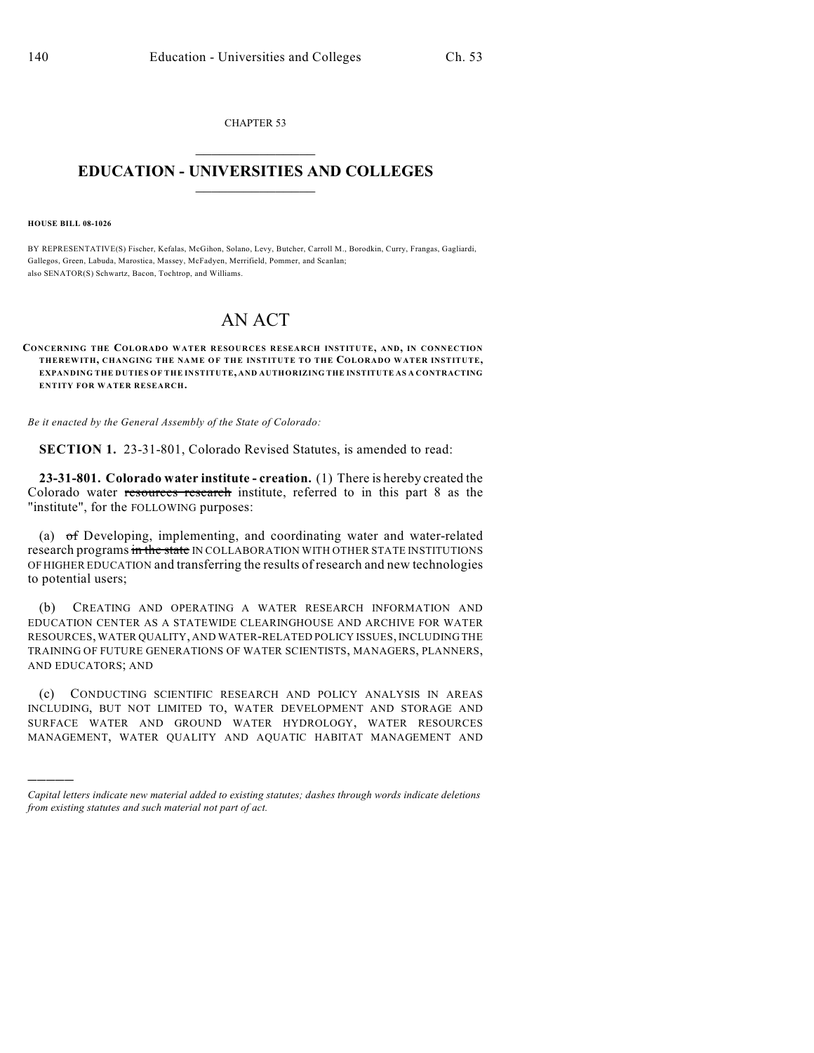CHAPTER 53

# EDUCATION - UNIVERSITIES AND COLLEGES

**HOUSE BILL 08-1026**

BY REPRESENTATIVE(S) Fischer, Kefalas, McGihon, Solano, Levy, Butcher, Carroll M., Borodkin, Curry, Frangas, Gagliardi, Gallegos, Green, Labuda, Marostica, Massey, McFadyen, Merrifield, Pommer, and Scanlan;
also SENATOR(S) Schwartz, Bacon, Tochtrop, and Williams.

# AN ACT

**CONCERNING THE COLORADO WATER RESOURCES RESEARCH INSTITUTE, AND, IN CONNECTION THEREWITH, CHANGING THE NAME OF THE INSTITUTE TO THE COLORADO WATER INSTITUTE, EXPANDING THE DUTIES OF THE INSTITUTE, AND AUTHORIZING THE INSTITUTE AS A CONTRACTING ENTITY FOR WATER RESEARCH.**

*Be it enacted by the General Assembly of the State of Colorado:*

**SECTION 1.** 23-31-801, Colorado Revised Statutes, is amended to read:

**23-31-801. Colorado water institute - creation.** (1) There is hereby created the Colorado water ~~resources research~~ institute, referred to in this part 8 as the "institute", for the FOLLOWING purposes:

(a) ~~of~~ Developing, implementing, and coordinating water and water-related research programs ~~in the state~~ IN COLLABORATION WITH OTHER STATE INSTITUTIONS OF HIGHER EDUCATION and transferring the results of research and new technologies to potential users;

(b) CREATING AND OPERATING A WATER RESEARCH INFORMATION AND EDUCATION CENTER AS A STATEWIDE CLEARINGHOUSE AND ARCHIVE FOR WATER RESOURCES, WATER QUALITY, AND WATER-RELATED POLICY ISSUES, INCLUDING THE TRAINING OF FUTURE GENERATIONS OF WATER SCIENTISTS, MANAGERS, PLANNERS, AND EDUCATORS; AND

(c) CONDUCTING SCIENTIFIC RESEARCH AND POLICY ANALYSIS IN AREAS INCLUDING, BUT NOT LIMITED TO, WATER DEVELOPMENT AND STORAGE AND SURFACE WATER AND GROUND WATER HYDROLOGY, WATER RESOURCES MANAGEMENT, WATER QUALITY AND AQUATIC HABITAT MANAGEMENT AND

*Capital letters indicate new material added to existing statutes; dashes through words indicate deletions from existing statutes and such material not part of act.*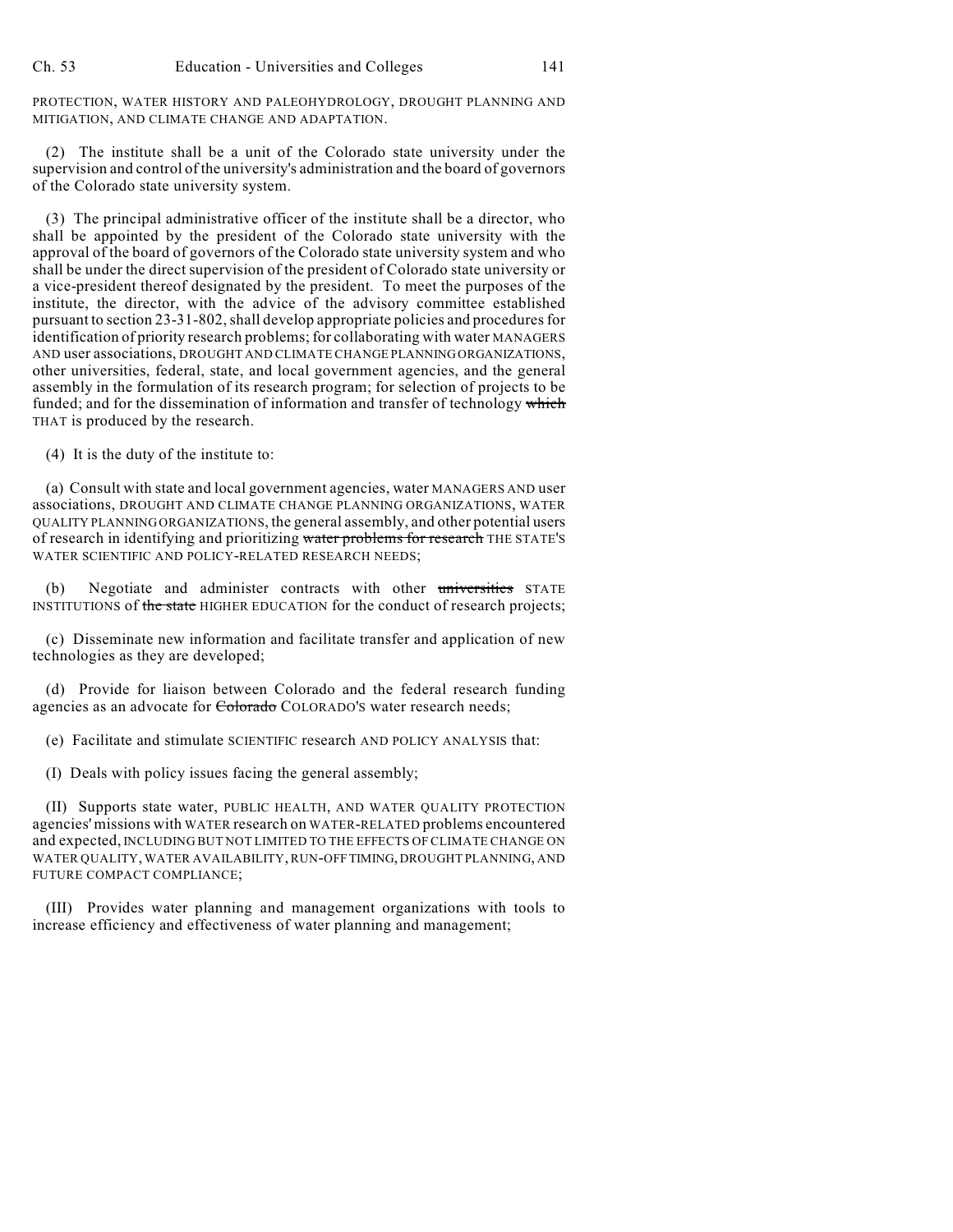PROTECTION, WATER HISTORY AND PALEOHYDROLOGY, DROUGHT PLANNING AND MITIGATION, AND CLIMATE CHANGE AND ADAPTATION.

(2) The institute shall be a unit of the Colorado state university under the supervision and control of the university's administration and the board of governors of the Colorado state university system.

(3) The principal administrative officer of the institute shall be a director, who shall be appointed by the president of the Colorado state university with the approval of the board of governors of the Colorado state university system and who shall be under the direct supervision of the president of Colorado state university or a vice-president thereof designated by the president. To meet the purposes of the institute, the director, with the advice of the advisory committee established pursuant to section 23-31-802, shall develop appropriate policies and procedures for identification of priority research problems; for collaborating with water MANAGERS AND user associations, DROUGHT AND CLIMATE CHANGE PLANNING ORGANIZATIONS, other universities, federal, state, and local government agencies, and the general assembly in the formulation of its research program; for selection of projects to be funded; and for the dissemination of information and transfer of technology ~~which~~ THAT is produced by the research.

(4) It is the duty of the institute to:

(a) Consult with state and local government agencies, water MANAGERS AND user associations, DROUGHT AND CLIMATE CHANGE PLANNING ORGANIZATIONS, WATER QUALITY PLANNING ORGANIZATIONS, the general assembly, and other potential users of research in identifying and prioritizing ~~water problems for research~~ THE STATE'S WATER SCIENTIFIC AND POLICY-RELATED RESEARCH NEEDS;

(b) Negotiate and administer contracts with other ~~universities~~ STATE INSTITUTIONS of ~~the state~~ HIGHER EDUCATION for the conduct of research projects;

(c) Disseminate new information and facilitate transfer and application of new technologies as they are developed;

(d) Provide for liaison between Colorado and the federal research funding agencies as an advocate for ~~Colorado~~ COLORADO'S water research needs;

(e) Facilitate and stimulate SCIENTIFIC research AND POLICY ANALYSIS that:

(I) Deals with policy issues facing the general assembly;

(II) Supports state water, PUBLIC HEALTH, AND WATER QUALITY PROTECTION agencies' missions with WATER research on WATER-RELATED problems encountered and expected, INCLUDING BUT NOT LIMITED TO THE EFFECTS OF CLIMATE CHANGE ON WATER QUALITY, WATER AVAILABILITY, RUN-OFF TIMING, DROUGHT PLANNING, AND FUTURE COMPACT COMPLIANCE;

(III) Provides water planning and management organizations with tools to increase efficiency and effectiveness of water planning and management;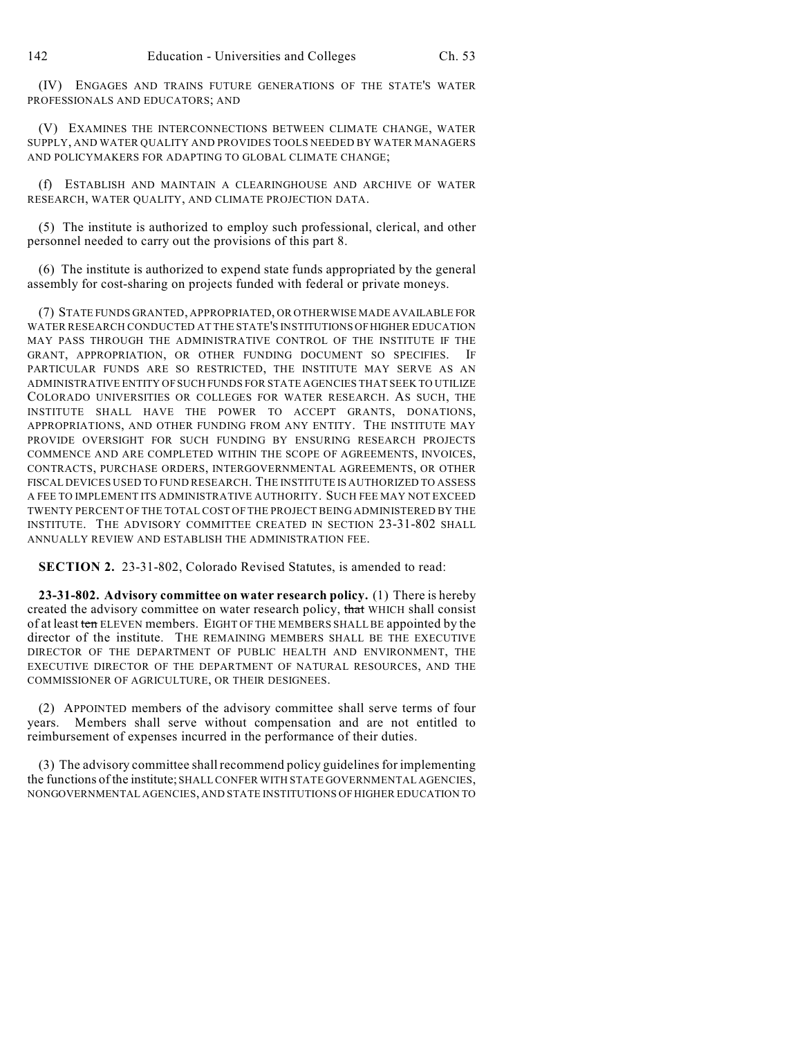(IV) ENGAGES AND TRAINS FUTURE GENERATIONS OF THE STATE'S WATER PROFESSIONALS AND EDUCATORS; AND

(V) EXAMINES THE INTERCONNECTIONS BETWEEN CLIMATE CHANGE, WATER SUPPLY, AND WATER QUALITY AND PROVIDES TOOLS NEEDED BY WATER MANAGERS AND POLICYMAKERS FOR ADAPTING TO GLOBAL CLIMATE CHANGE;

(f) ESTABLISH AND MAINTAIN A CLEARINGHOUSE AND ARCHIVE OF WATER RESEARCH, WATER QUALITY, AND CLIMATE PROJECTION DATA.

(5) The institute is authorized to employ such professional, clerical, and other personnel needed to carry out the provisions of this part 8.

(6) The institute is authorized to expend state funds appropriated by the general assembly for cost-sharing on projects funded with federal or private moneys.

(7) STATE FUNDS GRANTED, APPROPRIATED, OR OTHERWISE MADE AVAILABLE FOR WATER RESEARCH CONDUCTED AT THE STATE'S INSTITUTIONS OF HIGHER EDUCATION MAY PASS THROUGH THE ADMINISTRATIVE CONTROL OF THE INSTITUTE IF THE GRANT, APPROPRIATION, OR OTHER FUNDING DOCUMENT SO SPECIFIES. IF PARTICULAR FUNDS ARE SO RESTRICTED, THE INSTITUTE MAY SERVE AS AN ADMINISTRATIVE ENTITY OF SUCH FUNDS FOR STATE AGENCIES THAT SEEK TO UTILIZE COLORADO UNIVERSITIES OR COLLEGES FOR WATER RESEARCH. AS SUCH, THE INSTITUTE SHALL HAVE THE POWER TO ACCEPT GRANTS, DONATIONS, APPROPRIATIONS, AND OTHER FUNDING FROM ANY ENTITY. THE INSTITUTE MAY PROVIDE OVERSIGHT FOR SUCH FUNDING BY ENSURING RESEARCH PROJECTS COMMENCE AND ARE COMPLETED WITHIN THE SCOPE OF AGREEMENTS, INVOICES, CONTRACTS, PURCHASE ORDERS, INTERGOVERNMENTAL AGREEMENTS, OR OTHER FISCAL DEVICES USED TO FUND RESEARCH. THE INSTITUTE IS AUTHORIZED TO ASSESS A FEE TO IMPLEMENT ITS ADMINISTRATIVE AUTHORITY. SUCH FEE MAY NOT EXCEED TWENTY PERCENT OF THE TOTAL COST OF THE PROJECT BEING ADMINISTERED BY THE INSTITUTE. THE ADVISORY COMMITTEE CREATED IN SECTION 23-31-802 SHALL ANNUALLY REVIEW AND ESTABLISH THE ADMINISTRATION FEE.

**SECTION 2.** 23-31-802, Colorado Revised Statutes, is amended to read:

**23-31-802. Advisory committee on water research policy.** (1) There is hereby created the advisory committee on water research policy, ~~that~~ WHICH shall consist of at least ~~ten~~ ELEVEN members. EIGHT OF THE MEMBERS SHALL BE appointed by the director of the institute. THE REMAINING MEMBERS SHALL BE THE EXECUTIVE DIRECTOR OF THE DEPARTMENT OF PUBLIC HEALTH AND ENVIRONMENT, THE EXECUTIVE DIRECTOR OF THE DEPARTMENT OF NATURAL RESOURCES, AND THE COMMISSIONER OF AGRICULTURE, OR THEIR DESIGNEES.

(2) APPOINTED members of the advisory committee shall serve terms of four years. Members shall serve without compensation and are not entitled to reimbursement of expenses incurred in the performance of their duties.

(3) The advisory committee shall recommend policy guidelines for implementing the functions of the institute; SHALL CONFER WITH STATE GOVERNMENTAL AGENCIES, NONGOVERNMENTAL AGENCIES, AND STATE INSTITUTIONS OF HIGHER EDUCATION TO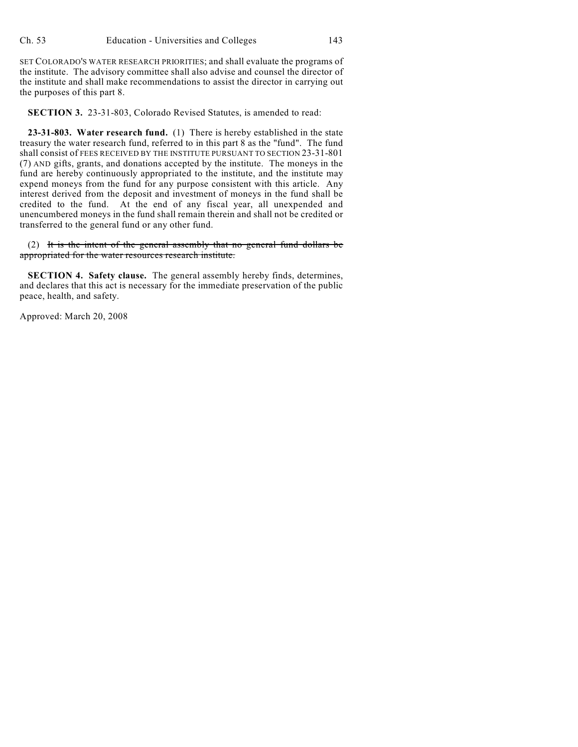SET COLORADO'S WATER RESEARCH PRIORITIES; and shall evaluate the programs of the institute. The advisory committee shall also advise and counsel the director of the institute and shall make recommendations to assist the director in carrying out the purposes of this part 8.

**SECTION 3.** 23-31-803, Colorado Revised Statutes, is amended to read:

**23-31-803. Water research fund.** (1) There is hereby established in the state treasury the water research fund, referred to in this part 8 as the "fund". The fund shall consist of FEES RECEIVED BY THE INSTITUTE PURSUANT TO SECTION 23-31-801 (7) AND gifts, grants, and donations accepted by the institute. The moneys in the fund are hereby continuously appropriated to the institute, and the institute may expend moneys from the fund for any purpose consistent with this article. Any interest derived from the deposit and investment of moneys in the fund shall be credited to the fund. At the end of any fiscal year, all unexpended and unencumbered moneys in the fund shall remain therein and shall not be credited or transferred to the general fund or any other fund.

(2) ~~It is the intent of the general assembly that no general fund dollars be appropriated for the water resources research institute.~~

**SECTION 4. Safety clause.** The general assembly hereby finds, determines, and declares that this act is necessary for the immediate preservation of the public peace, health, and safety.

Approved: March 20, 2008